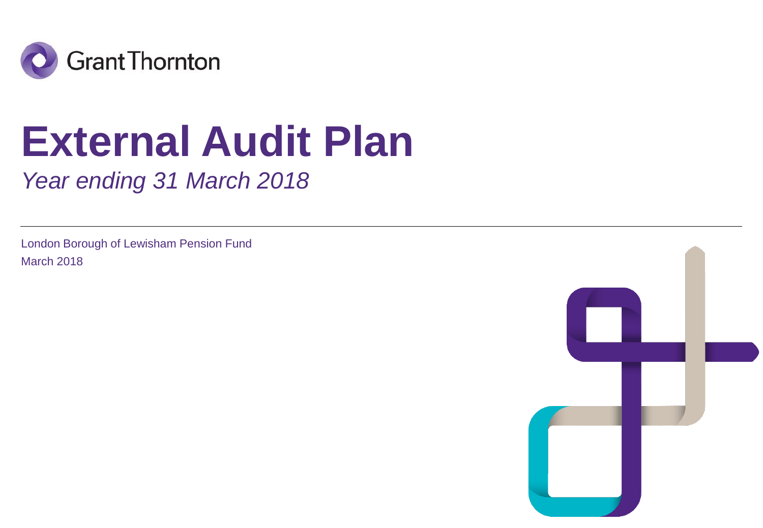Grant Thornton

# External Audit Plan

*Year ending 31 March 2018*

London Borough of Lewisham Pension Fund

March 2018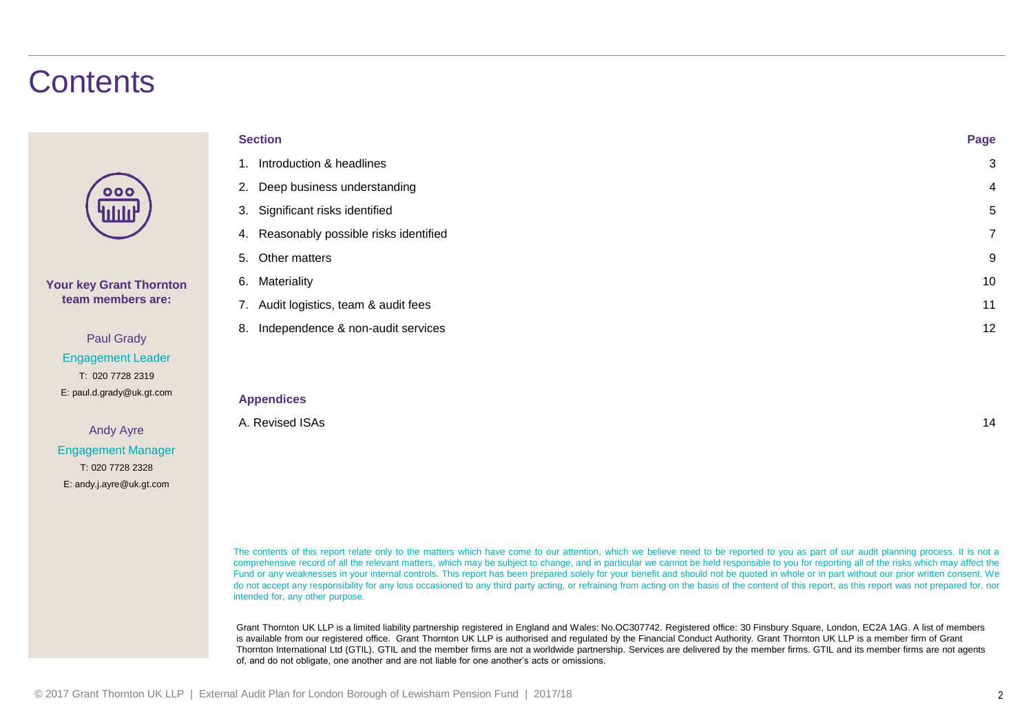# Contents

**Your key Grant Thornton team members are:**

Paul Grady
Engagement Leader
T: 020 7728 2319
E: paul.d.grady@uk.gt.com

Andy Ayre
Engagement Manager
T: 020 7728 2328
E: andy.j.ayre@uk.gt.com

| Section | Page |
|---|---|
| 1. Introduction & headlines | 3 |
| 2. Deep business understanding | 4 |
| 3. Significant risks identified | 5 |
| 4. Reasonably possible risks identified | 7 |
| 5. Other matters | 9 |
| 6. Materiality | 10 |
| 7. Audit logistics, team & audit fees | 11 |
| 8. Independence & non-audit services | 12 |

| Appendices | |
|---|---|
| A. Revised ISAs | 14 |

The contents of this report relate only to the matters which have come to our attention, which we believe need to be reported to you as part of our audit planning process. It is not a comprehensive record of all the relevant matters, which may be subject to change, and in particular we cannot be held responsible to you for reporting all of the risks which may affect the Fund or any weaknesses in your internal controls. This report has been prepared solely for your benefit and should not be quoted in whole or in part without our prior written consent. We do not accept any responsibility for any loss occasioned to any third party acting, or refraining from acting on the basis of the content of this report, as this report was not prepared for, nor intended for, any other purpose.

Grant Thornton UK LLP is a limited liability partnership registered in England and Wales: No.OC307742. Registered office: 30 Finsbury Square, London, EC2A 1AG. A list of members is available from our registered office. Grant Thornton UK LLP is authorised and regulated by the Financial Conduct Authority. Grant Thornton UK LLP is a member firm of Grant Thornton International Ltd (GTIL). GTIL and the member firms are not a worldwide partnership. Services are delivered by the member firms. GTIL and its member firms are not agents of, and do not obligate, one another and are not liable for one another's acts or omissions.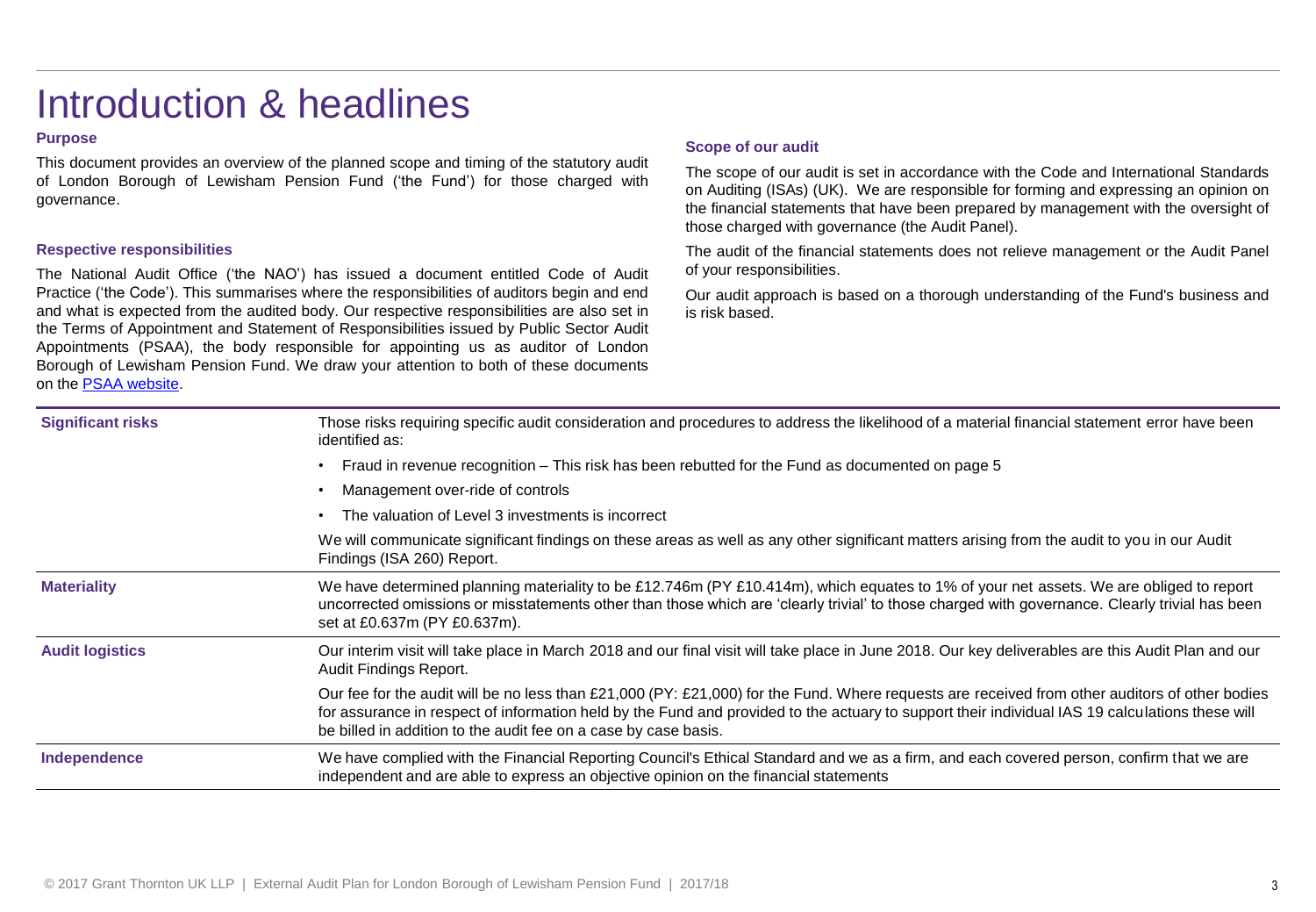# Introduction & headlines

### Purpose

This document provides an overview of the planned scope and timing of the statutory audit of London Borough of Lewisham Pension Fund ('the Fund') for those charged with governance.

### Respective responsibilities

The National Audit Office ('the NAO') has issued a document entitled Code of Audit Practice ('the Code'). This summarises where the responsibilities of auditors begin and end and what is expected from the audited body. Our respective responsibilities are also set in the Terms of Appointment and Statement of Responsibilities issued by Public Sector Audit Appointments (PSAA), the body responsible for appointing us as auditor of London Borough of Lewisham Pension Fund. We draw your attention to both of these documents on the PSAA website.

### Scope of our audit

The scope of our audit is set in accordance with the Code and International Standards on Auditing (ISAs) (UK). We are responsible for forming and expressing an opinion on the financial statements that have been prepared by management with the oversight of those charged with governance (the Audit Panel).

The audit of the financial statements does not relieve management or the Audit Panel of your responsibilities.

Our audit approach is based on a thorough understanding of the Fund's business and is risk based.

| | |
|---|---|
| **Significant risks** | Those risks requiring specific audit consideration and procedures to address the likelihood of a material financial statement error have been identified as:<br>• Fraud in revenue recognition – This risk has been rebutted for the Fund as documented on page 5<br>• Management over-ride of controls<br>• The valuation of Level 3 investments is incorrect<br>We will communicate significant findings on these areas as well as any other significant matters arising from the audit to you in our Audit Findings (ISA 260) Report. |
| **Materiality** | We have determined planning materiality to be £12.746m (PY £10.414m), which equates to 1% of your net assets. We are obliged to report uncorrected omissions or misstatements other than those which are 'clearly trivial' to those charged with governance. Clearly trivial has been set at £0.637m (PY £0.637m). |
| **Audit logistics** | Our interim visit will take place in March 2018 and our final visit will take place in June 2018. Our key deliverables are this Audit Plan and our Audit Findings Report.<br>Our fee for the audit will be no less than £21,000 (PY: £21,000) for the Fund. Where requests are received from other auditors of other bodies for assurance in respect of information held by the Fund and provided to the actuary to support their individual IAS 19 calculations these will be billed in addition to the audit fee on a case by case basis. |
| **Independence** | We have complied with the Financial Reporting Council's Ethical Standard and we as a firm, and each covered person, confirm that we are independent and are able to express an objective opinion on the financial statements |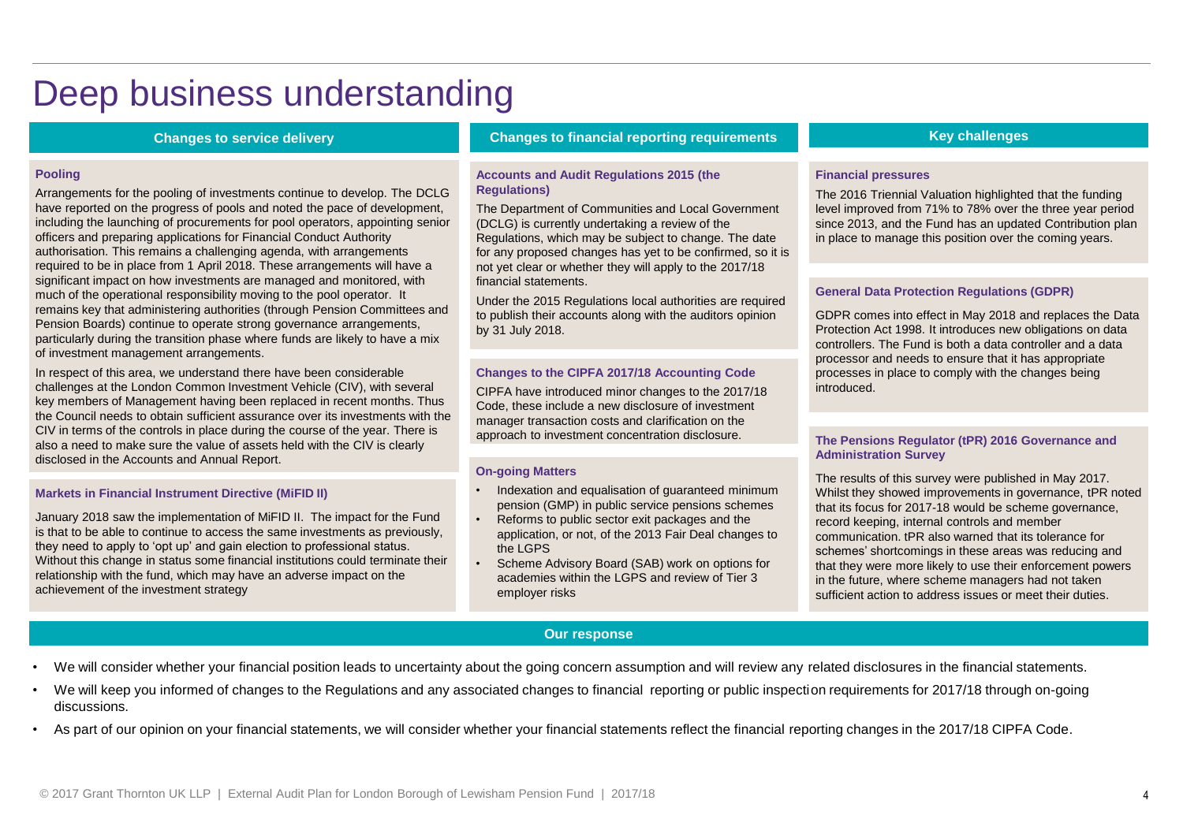# Deep business understanding

## Changes to service delivery

### Pooling

Arrangements for the pooling of investments continue to develop. The DCLG have reported on the progress of pools and noted the pace of development, including the launching of procurements for pool operators, appointing senior officers and preparing applications for Financial Conduct Authority authorisation. This remains a challenging agenda, with arrangements required to be in place from 1 April 2018. These arrangements will have a significant impact on how investments are managed and monitored, with much of the operational responsibility moving to the pool operator. It remains key that administering authorities (through Pension Committees and Pension Boards) continue to operate strong governance arrangements, particularly during the transition phase where funds are likely to have a mix of investment management arrangements.

In respect of this area, we understand there have been considerable challenges at the London Common Investment Vehicle (CIV), with several key members of Management having been replaced in recent months. Thus the Council needs to obtain sufficient assurance over its investments with the CIV in terms of the controls in place during the course of the year. There is also a need to make sure the value of assets held with the CIV is clearly disclosed in the Accounts and Annual Report.

### Markets in Financial Instrument Directive (MiFID II)

January 2018 saw the implementation of MiFID II. The impact for the Fund is that to be able to continue to access the same investments as previously, they need to apply to 'opt up' and gain election to professional status. Without this change in status some financial institutions could terminate their relationship with the fund, which may have an adverse impact on the achievement of the investment strategy

## Changes to financial reporting requirements

### Accounts and Audit Regulations 2015 (the Regulations)

The Department of Communities and Local Government (DCLG) is currently undertaking a review of the Regulations, which may be subject to change. The date for any proposed changes has yet to be confirmed, so it is not yet clear or whether they will apply to the 2017/18 financial statements.

Under the 2015 Regulations local authorities are required to publish their accounts along with the auditors opinion by 31 July 2018.

### Changes to the CIPFA 2017/18 Accounting Code

CIPFA have introduced minor changes to the 2017/18 Code, these include a new disclosure of investment manager transaction costs and clarification on the approach to investment concentration disclosure.

### On-going Matters

- Indexation and equalisation of guaranteed minimum pension (GMP) in public service pensions schemes
- Reforms to public sector exit packages and the application, or not, of the 2013 Fair Deal changes to the LGPS
- Scheme Advisory Board (SAB) work on options for academies within the LGPS and review of Tier 3 employer risks

## Key challenges

### Financial pressures

The 2016 Triennial Valuation highlighted that the funding level improved from 71% to 78% over the three year period since 2013, and the Fund has an updated Contribution plan in place to manage this position over the coming years.

### General Data Protection Regulations (GDPR)

GDPR comes into effect in May 2018 and replaces the Data Protection Act 1998. It introduces new obligations on data controllers. The Fund is both a data controller and a data processor and needs to ensure that it has appropriate processes in place to comply with the changes being introduced.

### The Pensions Regulator (tPR) 2016 Governance and Administration Survey

The results of this survey were published in May 2017. Whilst they showed improvements in governance, tPR noted that its focus for 2017-18 would be scheme governance, record keeping, internal controls and member communication. tPR also warned that its tolerance for schemes' shortcomings in these areas was reducing and that they were more likely to use their enforcement powers in the future, where scheme managers had not taken sufficient action to address issues or meet their duties.

## Our response

- We will consider whether your financial position leads to uncertainty about the going concern assumption and will review any related disclosures in the financial statements.
- We will keep you informed of changes to the Regulations and any associated changes to financial reporting or public inspection requirements for 2017/18 through on-going discussions.
- As part of our opinion on your financial statements, we will consider whether your financial statements reflect the financial reporting changes in the 2017/18 CIPFA Code.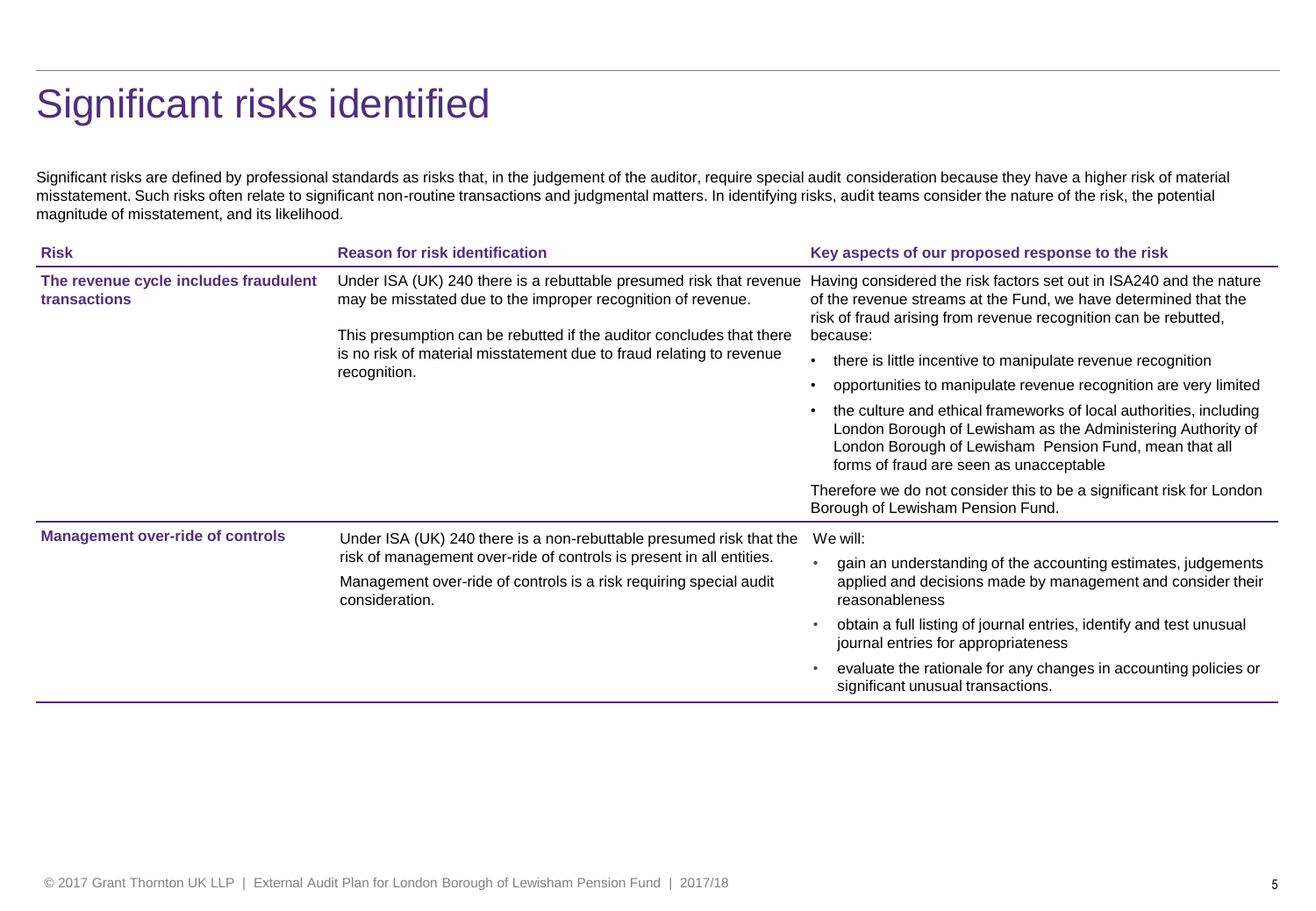# Significant risks identified

Significant risks are defined by professional standards as risks that, in the judgement of the auditor, require special audit consideration because they have a higher risk of material misstatement. Such risks often relate to significant non-routine transactions and judgmental matters. In identifying risks, audit teams consider the nature of the risk, the potential magnitude of misstatement, and its likelihood.

| Risk | Reason for risk identification | Key aspects of our proposed response to the risk |
| --- | --- | --- |
| **The revenue cycle includes fraudulent transactions** | Under ISA (UK) 240 there is a rebuttable presumed risk that revenue may be misstated due to the improper recognition of revenue.<br><br>This presumption can be rebutted if the auditor concludes that there is no risk of material misstatement due to fraud relating to revenue recognition. | Having considered the risk factors set out in ISA240 and the nature of the revenue streams at the Fund, we have determined that the risk of fraud arising from revenue recognition can be rebutted, because:<br>• there is little incentive to manipulate revenue recognition<br>• opportunities to manipulate revenue recognition are very limited<br>• the culture and ethical frameworks of local authorities, including London Borough of Lewisham as the Administering Authority of London Borough of Lewisham Pension Fund, mean that all forms of fraud are seen as unacceptable<br><br>Therefore we do not consider this to be a significant risk for London Borough of Lewisham Pension Fund. |
| **Management over-ride of controls** | Under ISA (UK) 240 there is a non-rebuttable presumed risk that the risk of management over-ride of controls is present in all entities.<br><br>Management over-ride of controls is a risk requiring special audit consideration. | We will:<br>• gain an understanding of the accounting estimates, judgements applied and decisions made by management and consider their reasonableness<br>• obtain a full listing of journal entries, identify and test unusual journal entries for appropriateness<br>• evaluate the rationale for any changes in accounting policies or significant unusual transactions. |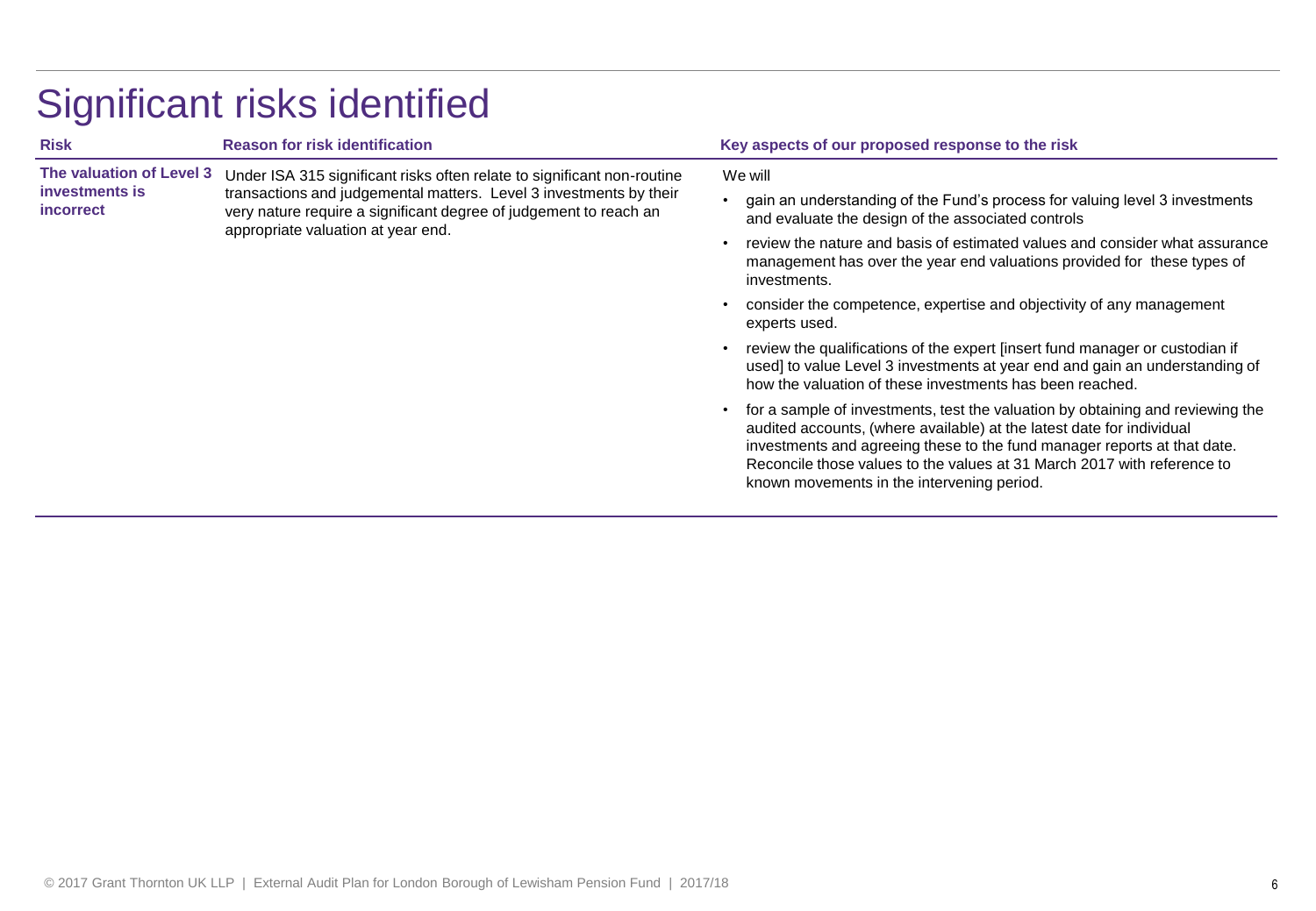# Significant risks identified

| Risk | Reason for risk identification | Key aspects of our proposed response to the risk |
|---|---|---|
| **The valuation of Level 3 investments is incorrect** | Under ISA 315 significant risks often relate to significant non-routine transactions and judgemental matters. Level 3 investments by their very nature require a significant degree of judgement to reach an appropriate valuation at year end. | We will<br>• gain an understanding of the Fund's process for valuing level 3 investments and evaluate the design of the associated controls<br>• review the nature and basis of estimated values and consider what assurance management has over the year end valuations provided for these types of investments.<br>• consider the competence, expertise and objectivity of any management experts used.<br>• review the qualifications of the expert [insert fund manager or custodian if used] to value Level 3 investments at year end and gain an understanding of how the valuation of these investments has been reached.<br>• for a sample of investments, test the valuation by obtaining and reviewing the audited accounts, (where available) at the latest date for individual investments and agreeing these to the fund manager reports at that date. Reconcile those values to the values at 31 March 2017 with reference to known movements in the intervening period. |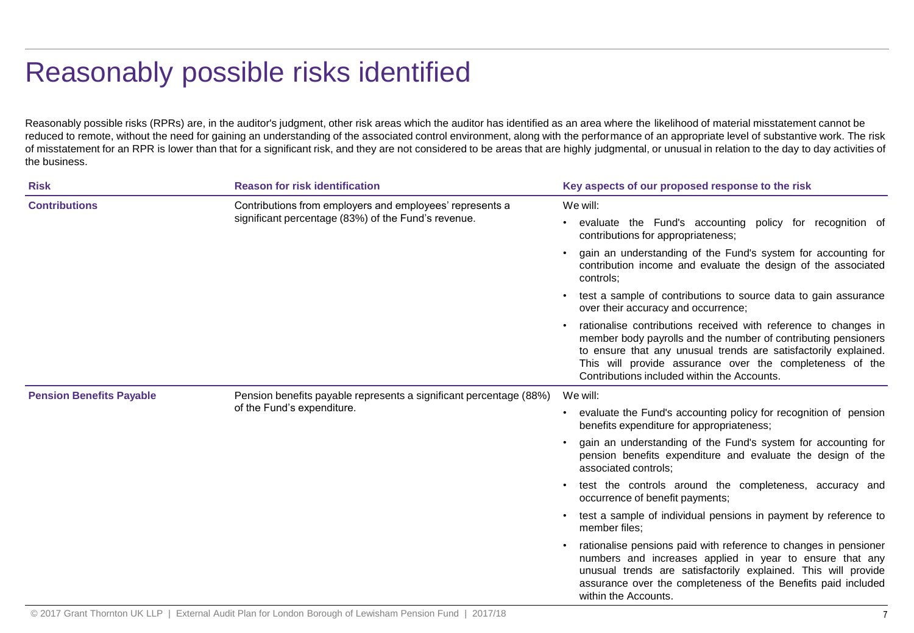# Reasonably possible risks identified

Reasonably possible risks (RPRs) are, in the auditor's judgment, other risk areas which the auditor has identified as an area where the likelihood of material misstatement cannot be reduced to remote, without the need for gaining an understanding of the associated control environment, along with the performance of an appropriate level of substantive work. The risk of misstatement for an RPR is lower than that for a significant risk, and they are not considered to be areas that are highly judgmental, or unusual in relation to the day to day activities of the business.

| Risk | Reason for risk identification | Key aspects of our proposed response to the risk |
|---|---|---|
| **Contributions** | Contributions from employers and employees' represents a significant percentage (83%) of the Fund's revenue. | We will:<br>• evaluate the Fund's accounting policy for recognition of contributions for appropriateness;<br>• gain an understanding of the Fund's system for accounting for contribution income and evaluate the design of the associated controls;<br>• test a sample of contributions to source data to gain assurance over their accuracy and occurrence;<br>• rationalise contributions received with reference to changes in member body payrolls and the number of contributing pensioners to ensure that any unusual trends are satisfactorily explained. This will provide assurance over the completeness of the Contributions included within the Accounts. |
| **Pension Benefits Payable** | Pension benefits payable represents a significant percentage (88%) of the Fund's expenditure. | We will:<br>• evaluate the Fund's accounting policy for recognition of pension benefits expenditure for appropriateness;<br>• gain an understanding of the Fund's system for accounting for pension benefits expenditure and evaluate the design of the associated controls;<br>• test the controls around the completeness, accuracy and occurrence of benefit payments;<br>• test a sample of individual pensions in payment by reference to member files;<br>• rationalise pensions paid with reference to changes in pensioner numbers and increases applied in year to ensure that any unusual trends are satisfactorily explained. This will provide assurance over the completeness of the Benefits paid included within the Accounts. |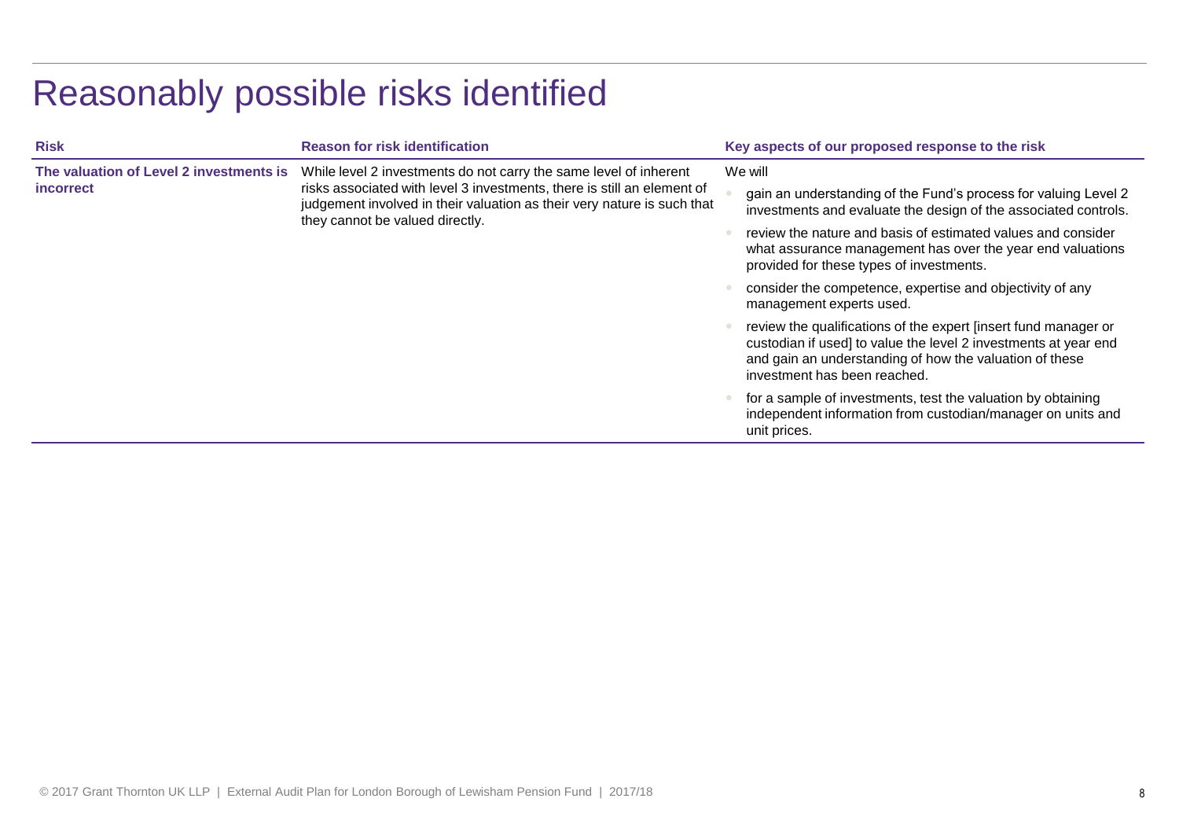# Reasonably possible risks identified

| Risk | Reason for risk identification | Key aspects of our proposed response to the risk |
| --- | --- | --- |
| **The valuation of Level 2 investments is incorrect** | While level 2 investments do not carry the same level of inherent risks associated with level 3 investments, there is still an element of judgement involved in their valuation as their very nature is such that they cannot be valued directly. | We will<br>• gain an understanding of the Fund's process for valuing Level 2 investments and evaluate the design of the associated controls.<br>• review the nature and basis of estimated values and consider what assurance management has over the year end valuations provided for these types of investments.<br>• consider the competence, expertise and objectivity of any management experts used.<br>• review the qualifications of the expert [insert fund manager or custodian if used] to value the level 2 investments at year end and gain an understanding of how the valuation of these investment has been reached.<br>• for a sample of investments, test the valuation by obtaining independent information from custodian/manager on units and unit prices. |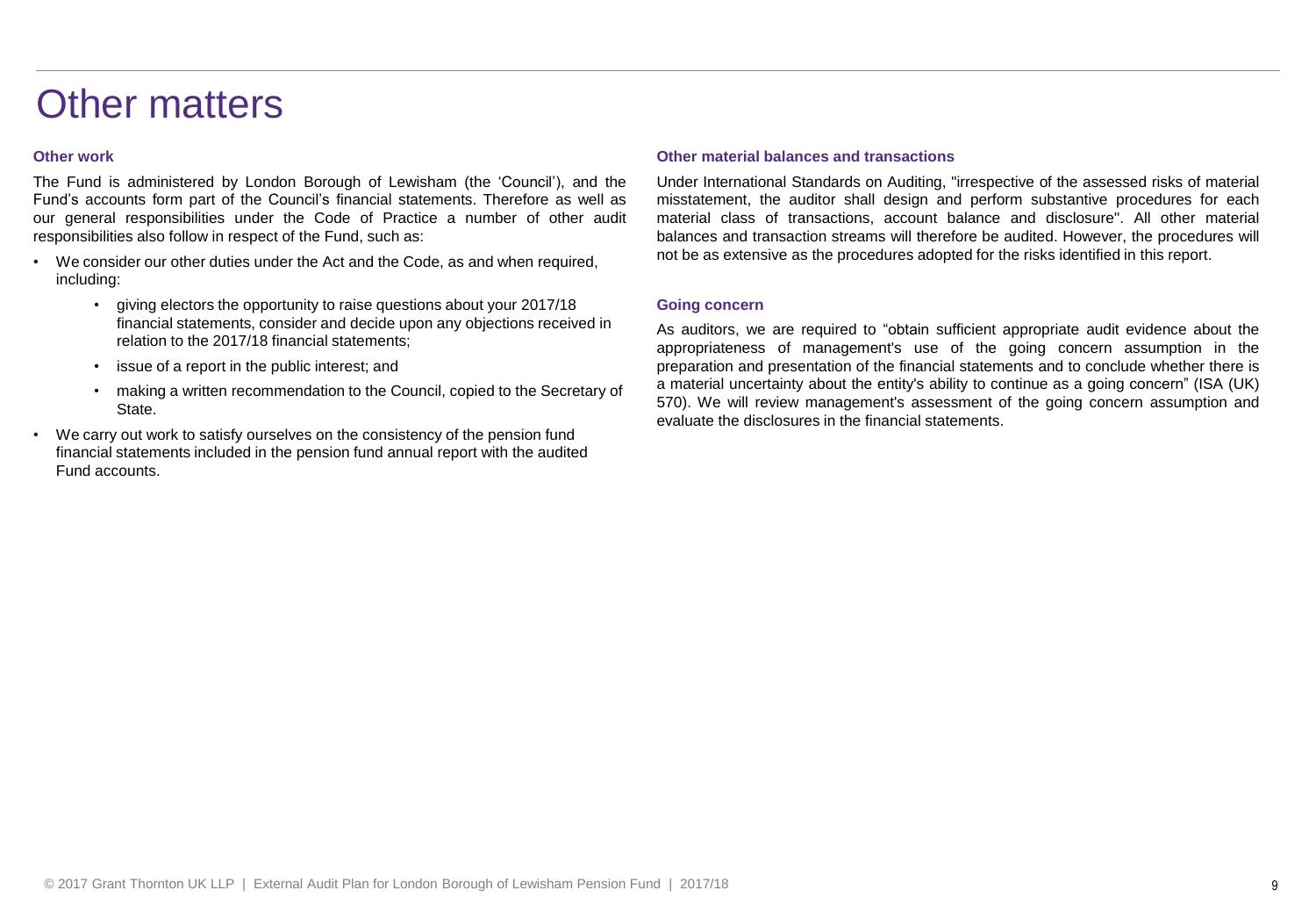# Other matters

### Other work

The Fund is administered by London Borough of Lewisham (the 'Council'), and the Fund's accounts form part of the Council's financial statements. Therefore as well as our general responsibilities under the Code of Practice a number of other audit responsibilities also follow in respect of the Fund, such as:

- We consider our other duties under the Act and the Code, as and when required, including:
  - giving electors the opportunity to raise questions about your 2017/18 financial statements, consider and decide upon any objections received in relation to the 2017/18 financial statements;
  - issue of a report in the public interest; and
  - making a written recommendation to the Council, copied to the Secretary of State.
- We carry out work to satisfy ourselves on the consistency of the pension fund financial statements included in the pension fund annual report with the audited Fund accounts.

### Other material balances and transactions

Under International Standards on Auditing, "irrespective of the assessed risks of material misstatement, the auditor shall design and perform substantive procedures for each material class of transactions, account balance and disclosure". All other material balances and transaction streams will therefore be audited. However, the procedures will not be as extensive as the procedures adopted for the risks identified in this report.

### Going concern

As auditors, we are required to "obtain sufficient appropriate audit evidence about the appropriateness of management's use of the going concern assumption in the preparation and presentation of the financial statements and to conclude whether there is a material uncertainty about the entity's ability to continue as a going concern" (ISA (UK) 570). We will review management's assessment of the going concern assumption and evaluate the disclosures in the financial statements.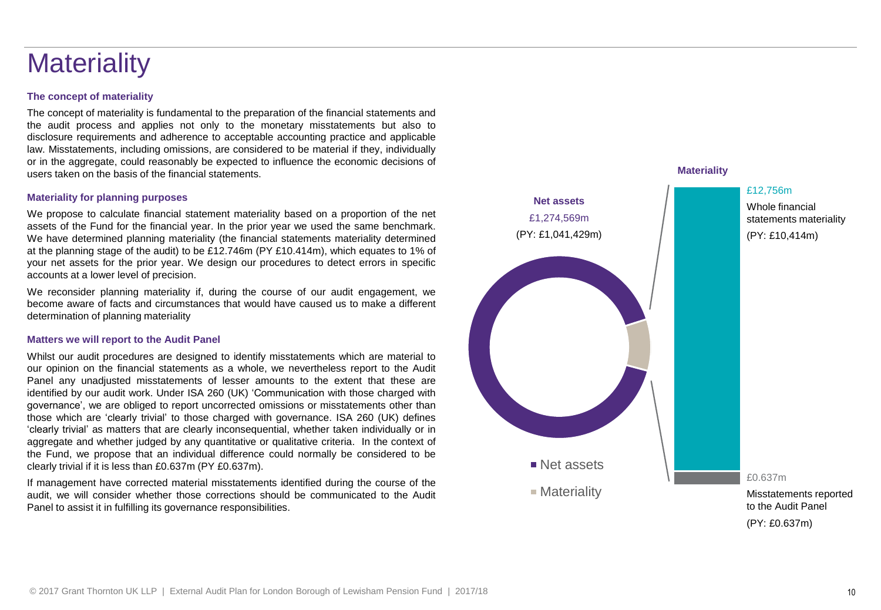# Materiality

### The concept of materiality

The concept of materiality is fundamental to the preparation of the financial statements and the audit process and applies not only to the monetary misstatements but also to disclosure requirements and adherence to acceptable accounting practice and applicable law. Misstatements, including omissions, are considered to be material if they, individually or in the aggregate, could reasonably be expected to influence the economic decisions of users taken on the basis of the financial statements.

### Materiality for planning purposes

We propose to calculate financial statement materiality based on a proportion of the net assets of the Fund for the financial year. In the prior year we used the same benchmark. We have determined planning materiality (the financial statements materiality determined at the planning stage of the audit) to be £12.746m (PY £10.414m), which equates to 1% of your net assets for the prior year. We design our procedures to detect errors in specific accounts at a lower level of precision.

We reconsider planning materiality if, during the course of our audit engagement, we become aware of facts and circumstances that would have caused us to make a different determination of planning materiality

### Matters we will report to the Audit Panel

Whilst our audit procedures are designed to identify misstatements which are material to our opinion on the financial statements as a whole, we nevertheless report to the Audit Panel any unadjusted misstatements of lesser amounts to the extent that these are identified by our audit work. Under ISA 260 (UK) 'Communication with those charged with governance', we are obliged to report uncorrected omissions or misstatements other than those which are 'clearly trivial' to those charged with governance. ISA 260 (UK) defines 'clearly trivial' as matters that are clearly inconsequential, whether taken individually or in aggregate and whether judged by any quantitative or qualitative criteria. In the context of the Fund, we propose that an individual difference could normally be considered to be clearly trivial if it is less than £0.637m (PY £0.637m).

If management have corrected material misstatements identified during the course of the audit, we will consider whether those corrections should be communicated to the Audit Panel to assist it in fulfilling its governance responsibilities.

**Net assets**
£1,274,569m
(PY: £1,041,429m)

- Net assets
- Materiality

**Materiality**

£12,756m
Whole financial statements materiality
(PY: £10,414m)

£0.637m
Misstatements reported to the Audit Panel
(PY: £0.637m)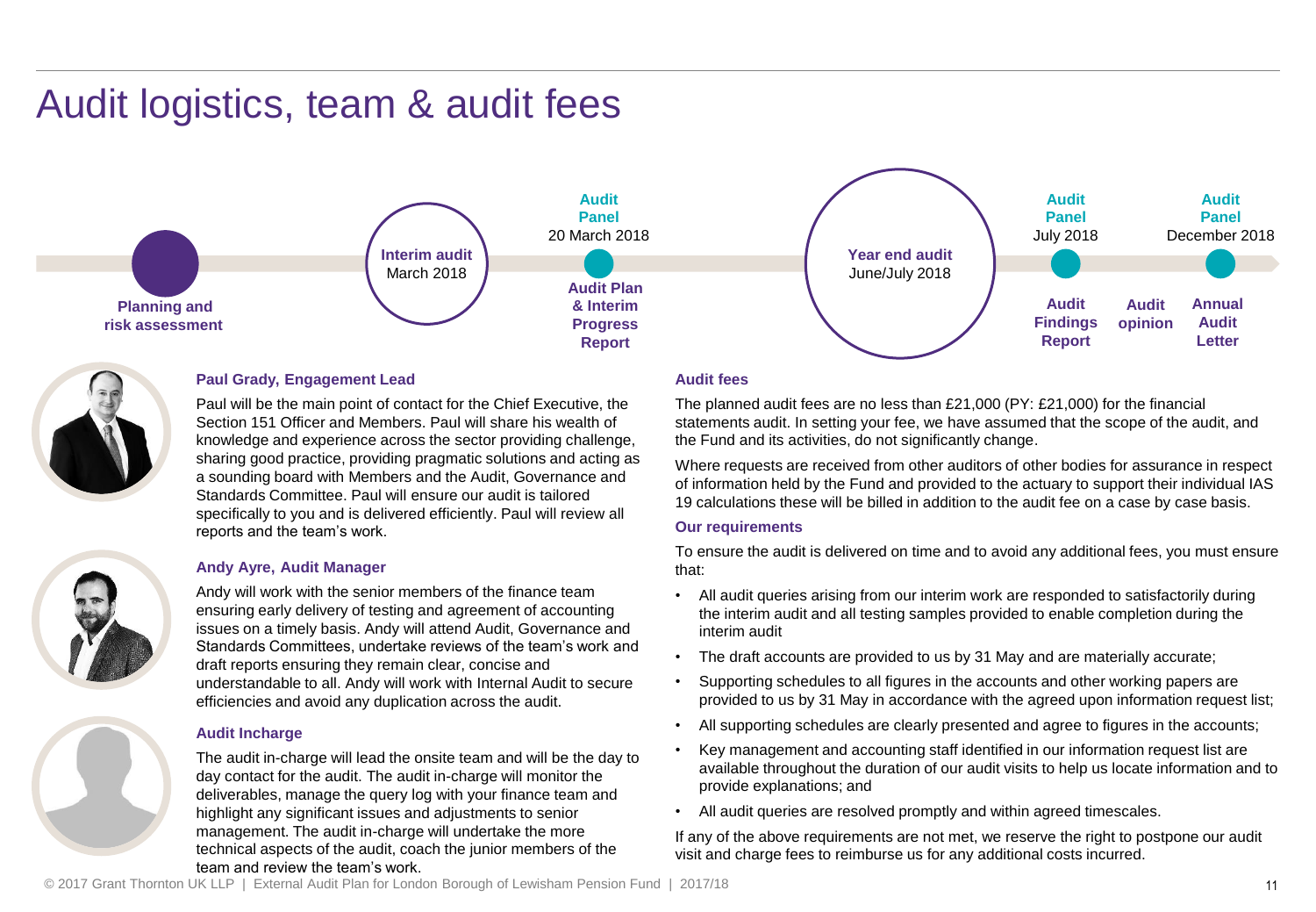# Audit logistics, team & audit fees

- **Planning and risk assessment**
- **Interim audit** March 2018
- **Audit Panel** 20 March 2018 — **Audit Plan & Interim Progress Report**
- **Year end audit** June/July 2018
- **Audit Panel** July 2018 — **Audit Findings Report**
- **Audit opinion**
- **Audit Panel** December 2018 — **Annual Audit Letter**

### Paul Grady, Engagement Lead

Paul will be the main point of contact for the Chief Executive, the Section 151 Officer and Members. Paul will share his wealth of knowledge and experience across the sector providing challenge, sharing good practice, providing pragmatic solutions and acting as a sounding board with Members and the Audit, Governance and Standards Committee. Paul will ensure our audit is tailored specifically to you and is delivered efficiently. Paul will review all reports and the team's work.

### Andy Ayre, Audit Manager

Andy will work with the senior members of the finance team ensuring early delivery of testing and agreement of accounting issues on a timely basis. Andy will attend Audit, Governance and Standards Committees, undertake reviews of the team's work and draft reports ensuring they remain clear, concise and understandable to all. Andy will work with Internal Audit to secure efficiencies and avoid any duplication across the audit.

### Audit Incharge

The audit in-charge will lead the onsite team and will be the day to day contact for the audit. The audit in-charge will monitor the deliverables, manage the query log with your finance team and highlight any significant issues and adjustments to senior management. The audit in-charge will undertake the more technical aspects of the audit, coach the junior members of the team and review the team's work.

### Audit fees

The planned audit fees are no less than £21,000 (PY: £21,000) for the financial statements audit. In setting your fee, we have assumed that the scope of the audit, and the Fund and its activities, do not significantly change.

Where requests are received from other auditors of other bodies for assurance in respect of information held by the Fund and provided to the actuary to support their individual IAS 19 calculations these will be billed in addition to the audit fee on a case by case basis.

### Our requirements

To ensure the audit is delivered on time and to avoid any additional fees, you must ensure that:

- All audit queries arising from our interim work are responded to satisfactorily during the interim audit and all testing samples provided to enable completion during the interim audit
- The draft accounts are provided to us by 31 May and are materially accurate;
- Supporting schedules to all figures in the accounts and other working papers are provided to us by 31 May in accordance with the agreed upon information request list;
- All supporting schedules are clearly presented and agree to figures in the accounts;
- Key management and accounting staff identified in our information request list are available throughout the duration of our audit visits to help us locate information and to provide explanations; and
- All audit queries are resolved promptly and within agreed timescales.

If any of the above requirements are not met, we reserve the right to postpone our audit visit and charge fees to reimburse us for any additional costs incurred.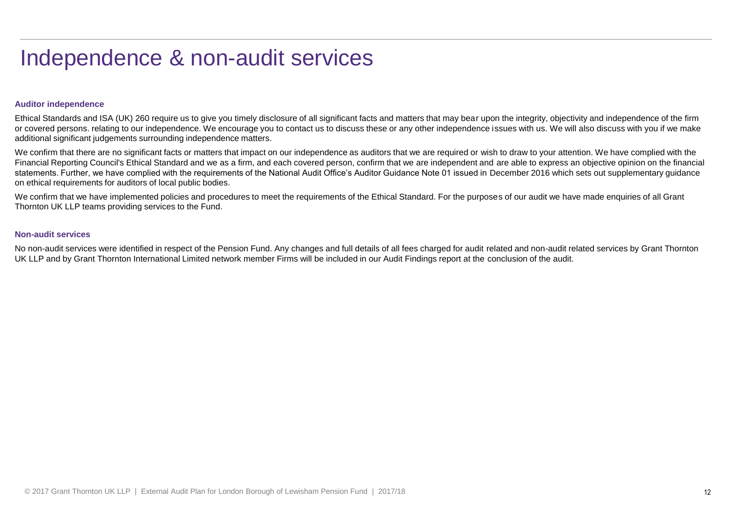# Independence & non-audit services

### Auditor independence

Ethical Standards and ISA (UK) 260 require us to give you timely disclosure of all significant facts and matters that may bear upon the integrity, objectivity and independence of the firm or covered persons. relating to our independence. We encourage you to contact us to discuss these or any other independence issues with us. We will also discuss with you if we make additional significant judgements surrounding independence matters.

We confirm that there are no significant facts or matters that impact on our independence as auditors that we are required or wish to draw to your attention. We have complied with the Financial Reporting Council's Ethical Standard and we as a firm, and each covered person, confirm that we are independent and are able to express an objective opinion on the financial statements. Further, we have complied with the requirements of the National Audit Office's Auditor Guidance Note 01 issued in December 2016 which sets out supplementary guidance on ethical requirements for auditors of local public bodies.

We confirm that we have implemented policies and procedures to meet the requirements of the Ethical Standard. For the purposes of our audit we have made enquiries of all Grant Thornton UK LLP teams providing services to the Fund.

### Non-audit services

No non-audit services were identified in respect of the Pension Fund. Any changes and full details of all fees charged for audit related and non-audit related services by Grant Thornton UK LLP and by Grant Thornton International Limited network member Firms will be included in our Audit Findings report at the conclusion of the audit.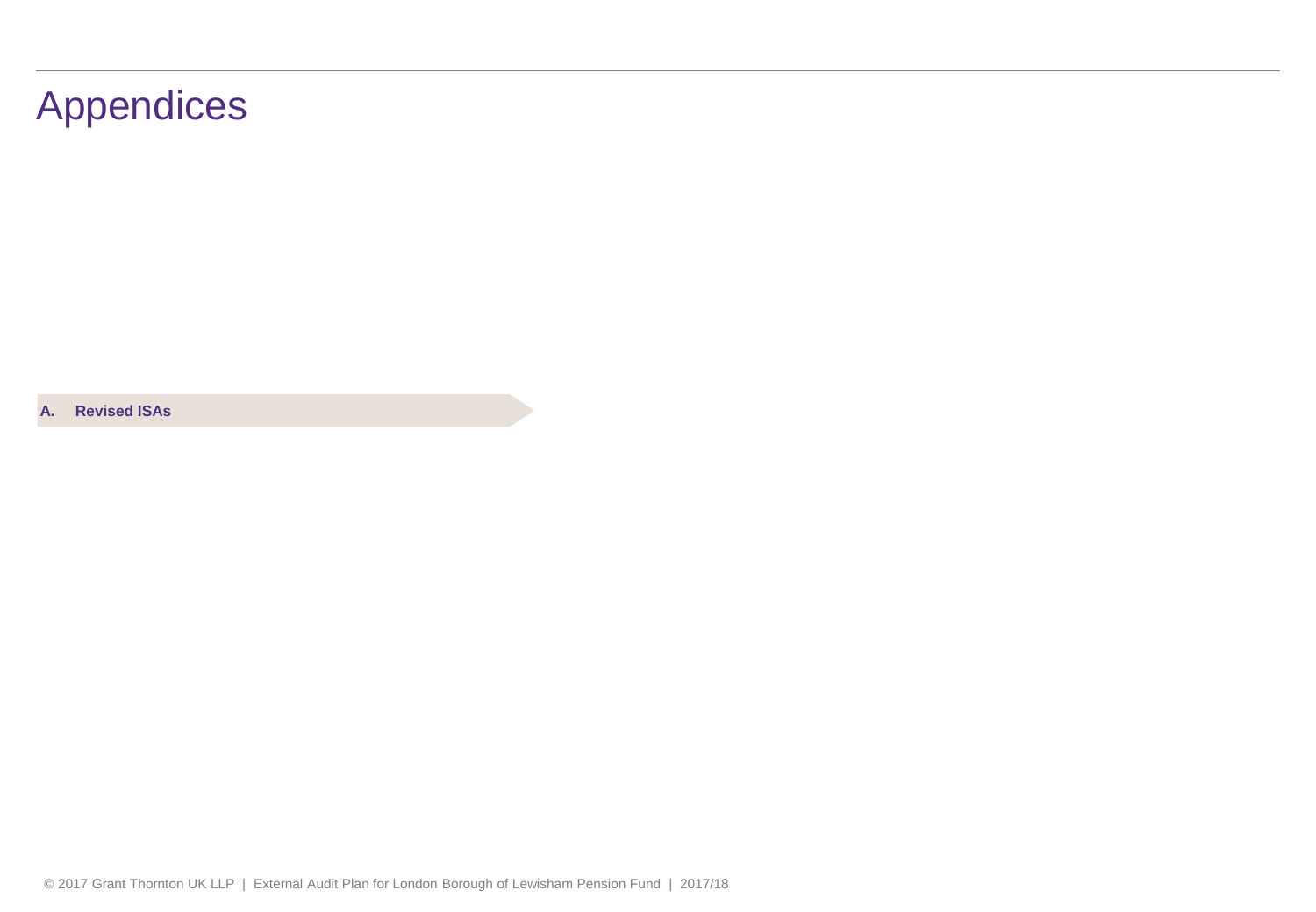# Appendices

**A. Revised ISAs**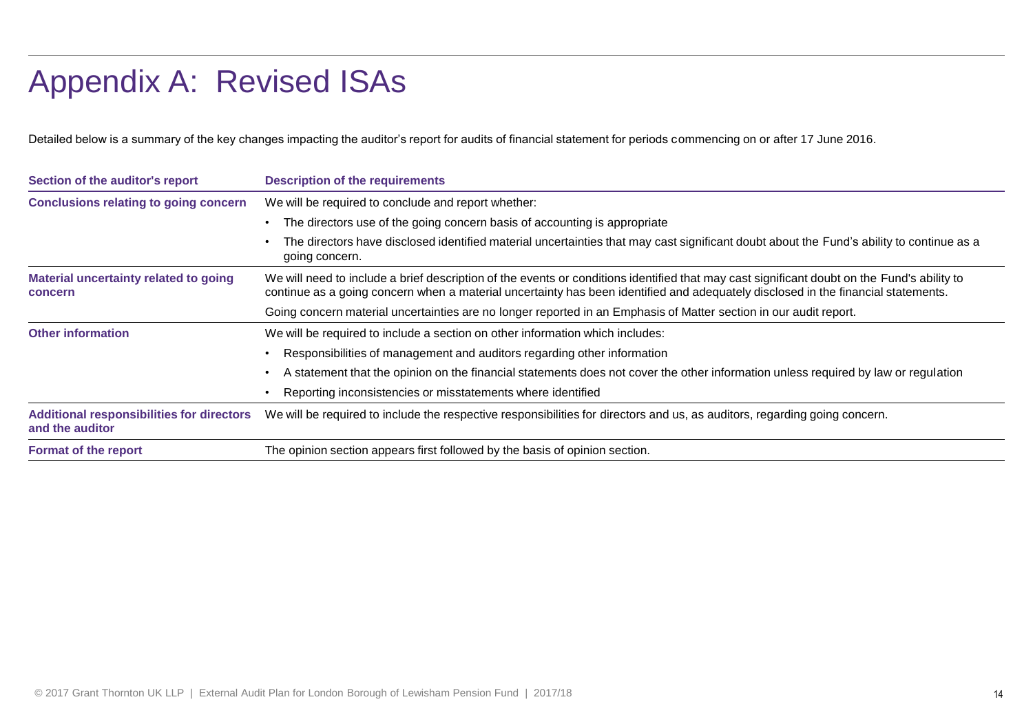# Appendix A: Revised ISAs

Detailed below is a summary of the key changes impacting the auditor's report for audits of financial statement for periods commencing on or after 17 June 2016.

| Section of the auditor's report | Description of the requirements |
| --- | --- |
| **Conclusions relating to going concern** | We will be required to conclude and report whether:<br>• The directors use of the going concern basis of accounting is appropriate<br>• The directors have disclosed identified material uncertainties that may cast significant doubt about the Fund's ability to continue as a going concern. |
| **Material uncertainty related to going concern** | We will need to include a brief description of the events or conditions identified that may cast significant doubt on the Fund's ability to continue as a going concern when a material uncertainty has been identified and adequately disclosed in the financial statements.<br>Going concern material uncertainties are no longer reported in an Emphasis of Matter section in our audit report. |
| **Other information** | We will be required to include a section on other information which includes:<br>• Responsibilities of management and auditors regarding other information<br>• A statement that the opinion on the financial statements does not cover the other information unless required by law or regulation<br>• Reporting inconsistencies or misstatements where identified |
| **Additional responsibilities for directors and the auditor** | We will be required to include the respective responsibilities for directors and us, as auditors, regarding going concern. |
| **Format of the report** | The opinion section appears first followed by the basis of opinion section. |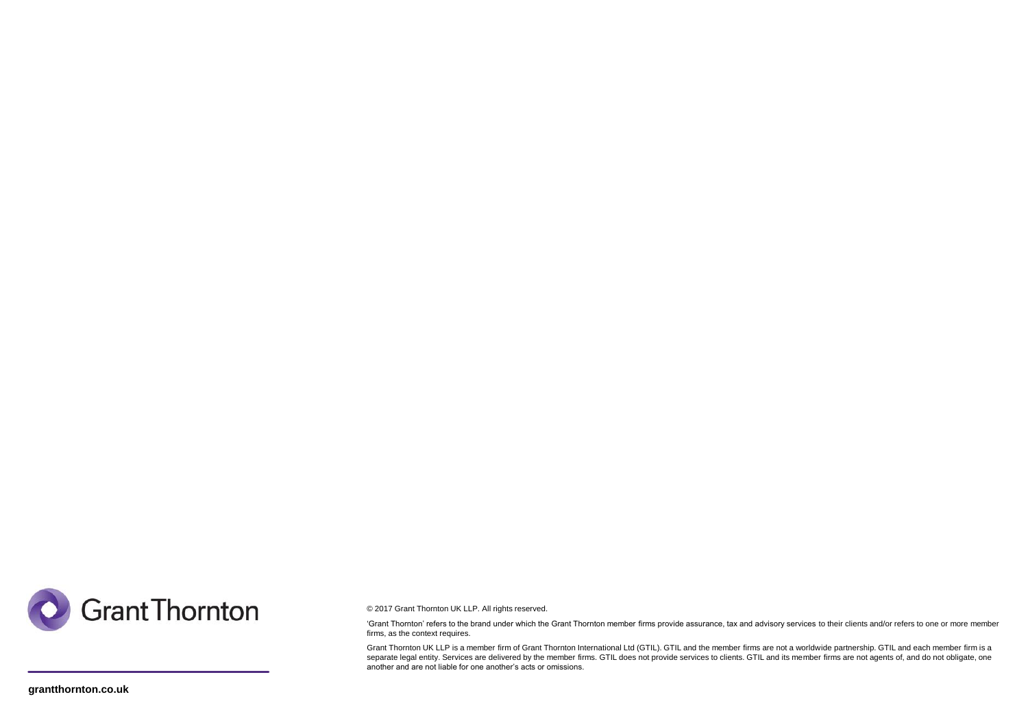Grant Thornton

© 2017 Grant Thornton UK LLP. All rights reserved.

'Grant Thornton' refers to the brand under which the Grant Thornton member firms provide assurance, tax and advisory services to their clients and/or refers to one or more member firms, as the context requires.

Grant Thornton UK LLP is a member firm of Grant Thornton International Ltd (GTIL). GTIL and the member firms are not a worldwide partnership. GTIL and each member firm is a separate legal entity. Services are delivered by the member firms. GTIL does not provide services to clients. GTIL and its member firms are not agents of, and do not obligate, one another and are not liable for one another's acts or omissions.

**grantthornton.co.uk**